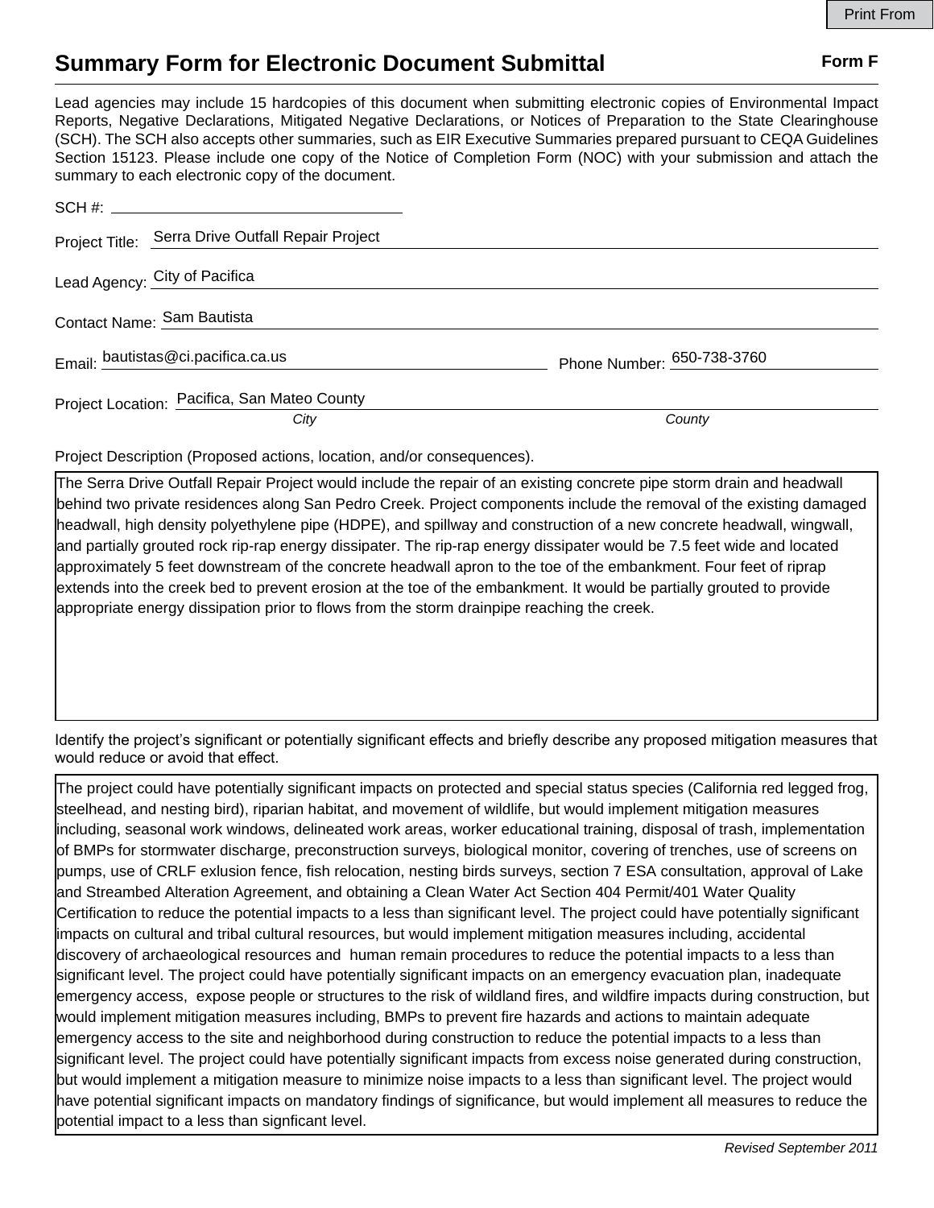Print From

# Summary Form for Electronic Document Submittal

**Form F**

Lead agencies may include 15 hardcopies of this document when submitting electronic copies of Environmental Impact Reports, Negative Declarations, Mitigated Negative Declarations, or Notices of Preparation to the State Clearinghouse (SCH). The SCH also accepts other summaries, such as EIR Executive Summaries prepared pursuant to CEQA Guidelines Section 15123. Please include one copy of the Notice of Completion Form (NOC) with your submission and attach the summary to each electronic copy of the document.

SCH #: 

Project Title: Serra Drive Outfall Repair Project

Lead Agency: City of Pacifica

Contact Name: Sam Bautista

Email: bautistas@ci.pacifica.ca.us Phone Number: 650-738-3760

Project Location: Pacifica, San Mateo County
*City* *County*

Project Description (Proposed actions, location, and/or consequences).

The Serra Drive Outfall Repair Project would include the repair of an existing concrete pipe storm drain and headwall behind two private residences along San Pedro Creek. Project components include the removal of the existing damaged headwall, high density polyethylene pipe (HDPE), and spillway and construction of a new concrete headwall, wingwall, and partially grouted rock rip-rap energy dissipater. The rip-rap energy dissipater would be 7.5 feet wide and located approximately 5 feet downstream of the concrete headwall apron to the toe of the embankment. Four feet of riprap extends into the creek bed to prevent erosion at the toe of the embankment. It would be partially grouted to provide appropriate energy dissipation prior to flows from the storm drainpipe reaching the creek.

Identify the project's significant or potentially significant effects and briefly describe any proposed mitigation measures that would reduce or avoid that effect.

The project could have potentially significant impacts on protected and special status species (California red legged frog, steelhead, and nesting bird), riparian habitat, and movement of wildlife, but would implement mitigation measures including, seasonal work windows, delineated work areas, worker educational training, disposal of trash, implementation of BMPs for stormwater discharge, preconstruction surveys, biological monitor, covering of trenches, use of screens on pumps, use of CRLF exlusion fence, fish relocation, nesting birds surveys, section 7 ESA consultation, approval of Lake and Streambed Alteration Agreement, and obtaining a Clean Water Act Section 404 Permit/401 Water Quality Certification to reduce the potential impacts to a less than significant level. The project could have potentially significant impacts on cultural and tribal cultural resources, but would implement mitigation measures including, accidental discovery of archaeological resources and human remain procedures to reduce the potential impacts to a less than significant level. The project could have potentially significant impacts on an emergency evacuation plan, inadequate emergency access, expose people or structures to the risk of wildland fires, and wildfire impacts during construction, but would implement mitigation measures including, BMPs to prevent fire hazards and actions to maintain adequate emergency access to the site and neighborhood during construction to reduce the potential impacts to a less than significant level. The project could have potentially significant impacts from excess noise generated during construction, but would implement a mitigation measure to minimize noise impacts to a less than significant level. The project would have potential significant impacts on mandatory findings of significance, but would implement all measures to reduce the potential impact to a less than signficant level.

*Revised September 2011*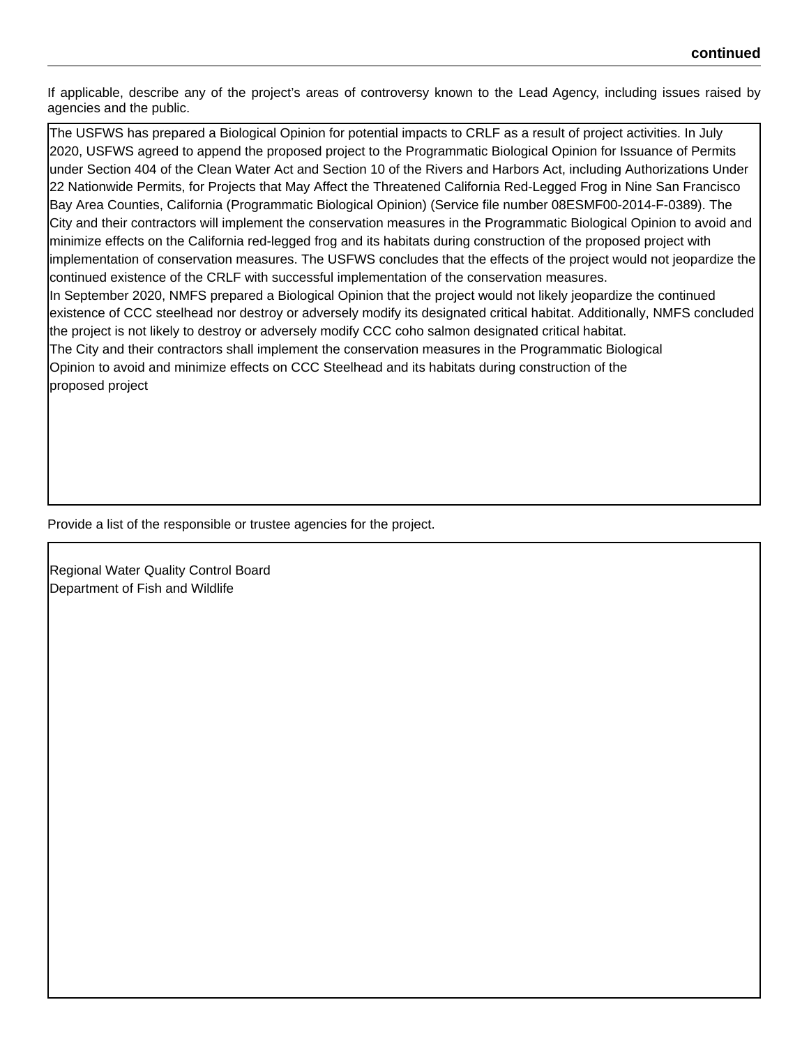**continued**

If applicable, describe any of the project's areas of controversy known to the Lead Agency, including issues raised by agencies and the public.

The USFWS has prepared a Biological Opinion for potential impacts to CRLF as a result of project activities. In July 2020, USFWS agreed to append the proposed project to the Programmatic Biological Opinion for Issuance of Permits under Section 404 of the Clean Water Act and Section 10 of the Rivers and Harbors Act, including Authorizations Under 22 Nationwide Permits, for Projects that May Affect the Threatened California Red-Legged Frog in Nine San Francisco Bay Area Counties, California (Programmatic Biological Opinion) (Service file number 08ESMF00-2014-F-0389). The City and their contractors will implement the conservation measures in the Programmatic Biological Opinion to avoid and minimize effects on the California red-legged frog and its habitats during construction of the proposed project with implementation of conservation measures. The USFWS concludes that the effects of the project would not jeopardize the continued existence of the CRLF with successful implementation of the conservation measures.

In September 2020, NMFS prepared a Biological Opinion that the project would not likely jeopardize the continued existence of CCC steelhead nor destroy or adversely modify its designated critical habitat. Additionally, NMFS concluded the project is not likely to destroy or adversely modify CCC coho salmon designated critical habitat.

The City and their contractors shall implement the conservation measures in the Programmatic Biological Opinion to avoid and minimize effects on CCC Steelhead and its habitats during construction of the proposed project

Provide a list of the responsible or trustee agencies for the project.

Regional Water Quality Control Board
Department of Fish and Wildlife